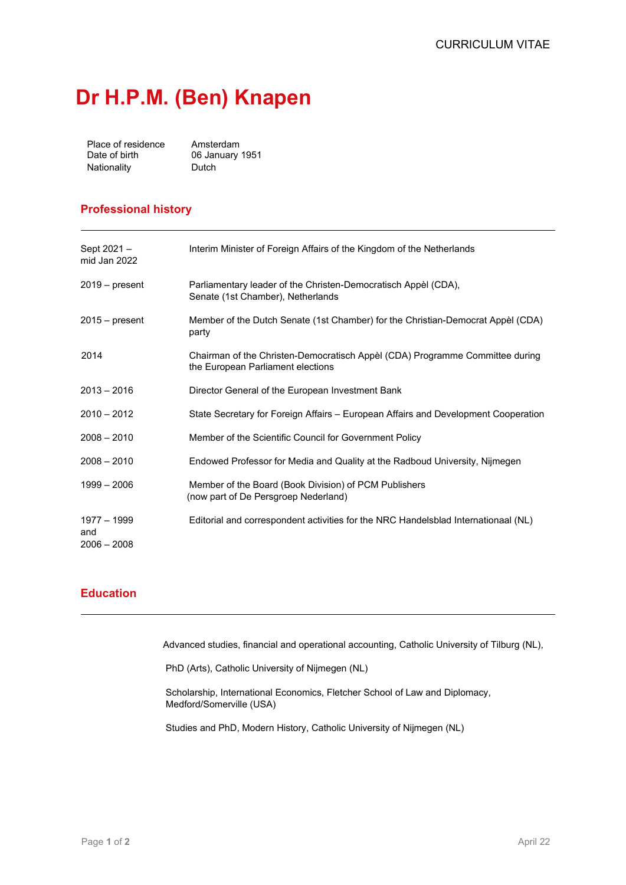CURRICULUM VITAE

# Dr H.P.M. (Ben) Knapen

| | |
|---|---|
| Place of residence | Amsterdam |
| Date of birth | 06 January 1951 |
| Nationality | Dutch |

## Professional history

| | |
|---|---|
| Sept 2021 – mid Jan 2022 | Interim Minister of Foreign Affairs of the Kingdom of the Netherlands |
| 2019 – present | Parliamentary leader of the Christen-Democratisch Appèl (CDA), Senate (1st Chamber), Netherlands |
| 2015 – present | Member of the Dutch Senate (1st Chamber) for the Christian-Democrat Appèl (CDA) party |
| 2014 | Chairman of the Christen-Democratisch Appèl (CDA) Programme Committee during the European Parliament elections |
| 2013 – 2016 | Director General of the European Investment Bank |
| 2010 – 2012 | State Secretary for Foreign Affairs – European Affairs and Development Cooperation |
| 2008 – 2010 | Member of the Scientific Council for Government Policy |
| 2008 – 2010 | Endowed Professor for Media and Quality at the Radboud University, Nijmegen |
| 1999 – 2006 | Member of the Board (Book Division) of PCM Publishers (now part of De Persgroep Nederland) |
| 1977 – 1999 and 2006 – 2008 | Editorial and correspondent activities for the NRC Handelsblad Internationaal (NL) |

## Education

Advanced studies, financial and operational accounting, Catholic University of Tilburg (NL),

PhD (Arts), Catholic University of Nijmegen (NL)

Scholarship, International Economics, Fletcher School of Law and Diplomacy, Medford/Somerville (USA)

Studies and PhD, Modern History, Catholic University of Nijmegen (NL)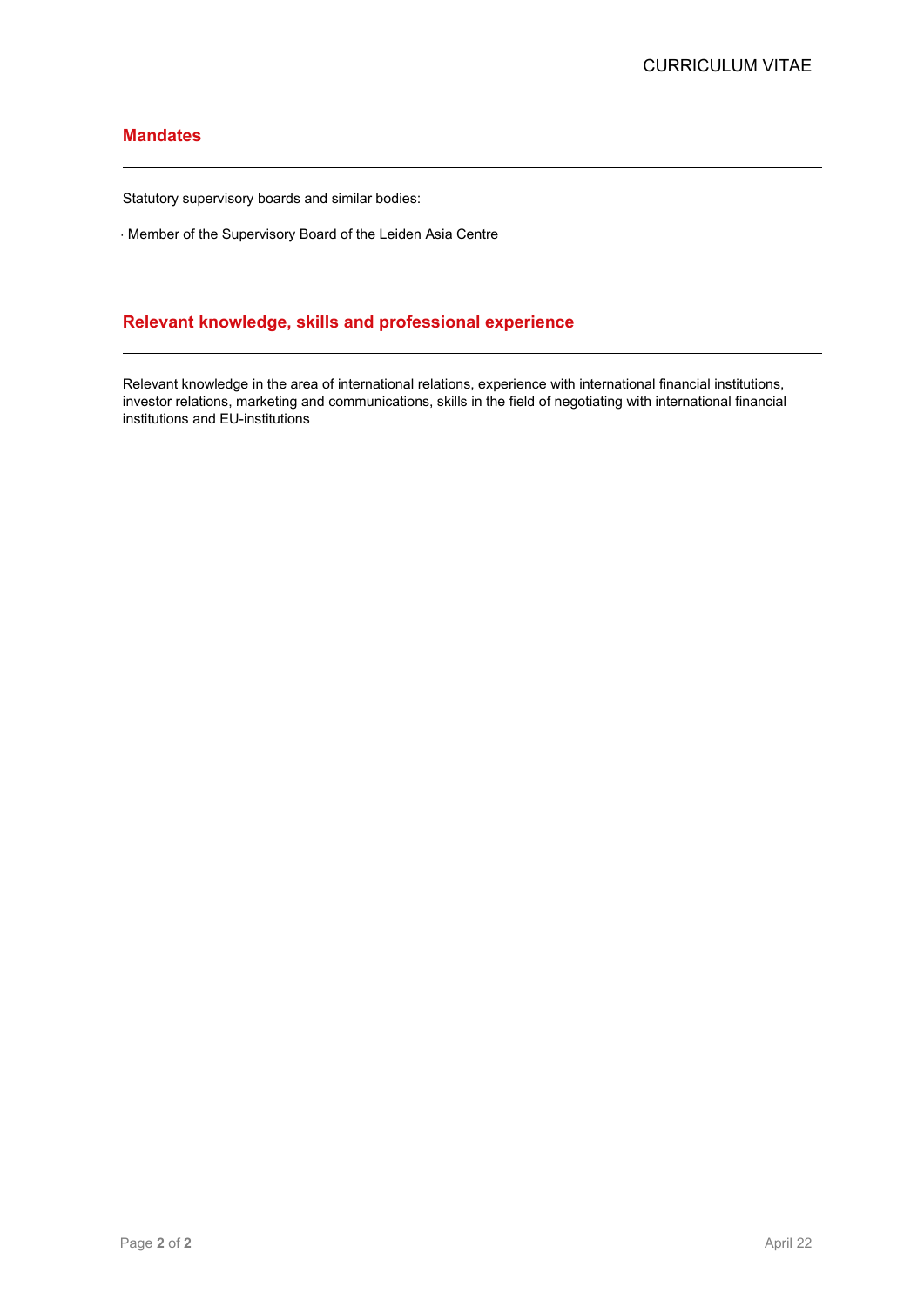## Mandates

Statutory supervisory boards and similar bodies:

- Member of the Supervisory Board of the Leiden Asia Centre

## Relevant knowledge, skills and professional experience

Relevant knowledge in the area of international relations, experience with international financial institutions, investor relations, marketing and communications, skills in the field of negotiating with international financial institutions and EU-institutions